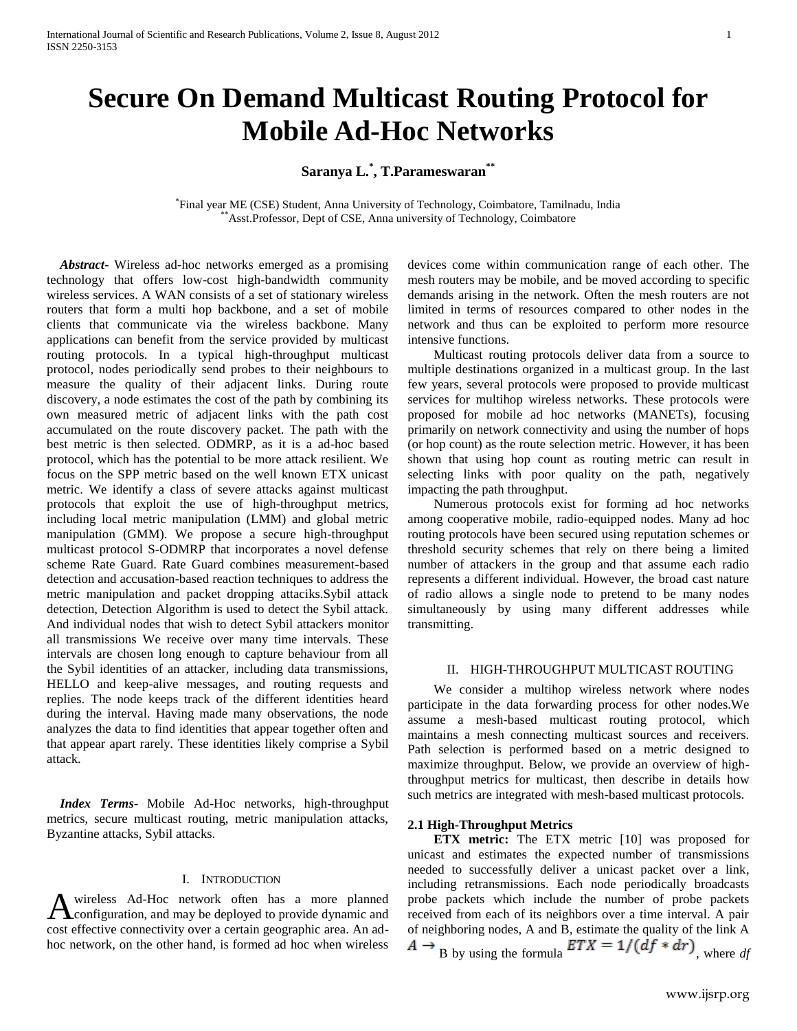# Secure On Demand Multicast Routing Protocol for Mobile Ad-Hoc Networks

**Saranya L.[*], T.Parameswaran[**]**

[*]Final year ME (CSE) Student, Anna University of Technology, Coimbatore, Tamilnadu, India
[**]Asst.Professor, Dept of CSE, Anna university of Technology, Coimbatore

***Abstract***- Wireless ad-hoc networks emerged as a promising technology that offers low-cost high-bandwidth community wireless services. A WAN consists of a set of stationary wireless routers that form a multi hop backbone, and a set of mobile clients that communicate via the wireless backbone. Many applications can benefit from the service provided by multicast routing protocols. In a typical high-throughput multicast protocol, nodes periodically send probes to their neighbours to measure the quality of their adjacent links. During route discovery, a node estimates the cost of the path by combining its own measured metric of adjacent links with the path cost accumulated on the route discovery packet. The path with the best metric is then selected. ODMRP, as it is a ad-hoc based protocol, which has the potential to be more attack resilient. We focus on the SPP metric based on the well known ETX unicast metric. We identify a class of severe attacks against multicast protocols that exploit the use of high-throughput metrics, including local metric manipulation (LMM) and global metric manipulation (GMM). We propose a secure high-throughput multicast protocol S-ODMRP that incorporates a novel defense scheme Rate Guard. Rate Guard combines measurement-based detection and accusation-based reaction techniques to address the metric manipulation and packet dropping attaciks.Sybil attack detection, Detection Algorithm is used to detect the Sybil attack. And individual nodes that wish to detect Sybil attackers monitor all transmissions We receive over many time intervals. These intervals are chosen long enough to capture behaviour from all the Sybil identities of an attacker, including data transmissions, HELLO and keep-alive messages, and routing requests and replies. The node keeps track of the different identities heard during the interval. Having made many observations, the node analyzes the data to find identities that appear together often and that appear apart rarely. These identities likely comprise a Sybil attack.

***Index Terms***- Mobile Ad-Hoc networks, high-throughput metrics, secure multicast routing, metric manipulation attacks, Byzantine attacks, Sybil attacks.

## I. Introduction

A wireless Ad-Hoc network often has a more planned configuration, and may be deployed to provide dynamic and cost effective connectivity over a certain geographic area. An ad-hoc network, on the other hand, is formed ad hoc when wireless devices come within communication range of each other. The mesh routers may be mobile, and be moved according to specific demands arising in the network. Often the mesh routers are not limited in terms of resources compared to other nodes in the network and thus can be exploited to perform more resource intensive functions.

Multicast routing protocols deliver data from a source to multiple destinations organized in a multicast group. In the last few years, several protocols were proposed to provide multicast services for multihop wireless networks. These protocols were proposed for mobile ad hoc networks (MANETs), focusing primarily on network connectivity and using the number of hops (or hop count) as the route selection metric. However, it has been shown that using hop count as routing metric can result in selecting links with poor quality on the path, negatively impacting the path throughput.

Numerous protocols exist for forming ad hoc networks among cooperative mobile, radio-equipped nodes. Many ad hoc routing protocols have been secured using reputation schemes or threshold security schemes that rely on there being a limited number of attackers in the group and that assume each radio represents a different individual. However, the broad cast nature of radio allows a single node to pretend to be many nodes simultaneously by using many different addresses while transmitting.

## II. High-Throughput Multicast Routing

We consider a multihop wireless network where nodes participate in the data forwarding process for other nodes.We assume a mesh-based multicast routing protocol, which maintains a mesh connecting multicast sources and receivers. Path selection is performed based on a metric designed to maximize throughput. Below, we provide an overview of high-throughput metrics for multicast, then describe in details how such metrics are integrated with mesh-based multicast protocols.

### 2.1 High-Throughput Metrics

**ETX metric:** The ETX metric [10] was proposed for unicast and estimates the expected number of transmissions needed to successfully deliver a unicast packet over a link, including retransmissions. Each node periodically broadcasts probe packets which include the number of probe packets received from each of its neighbors over a time interval. A pair of neighboring nodes, A and B, estimate the quality of the link $A \rightarrow B$ by using the formula $ETX = 1/(df * dr)$, where *df*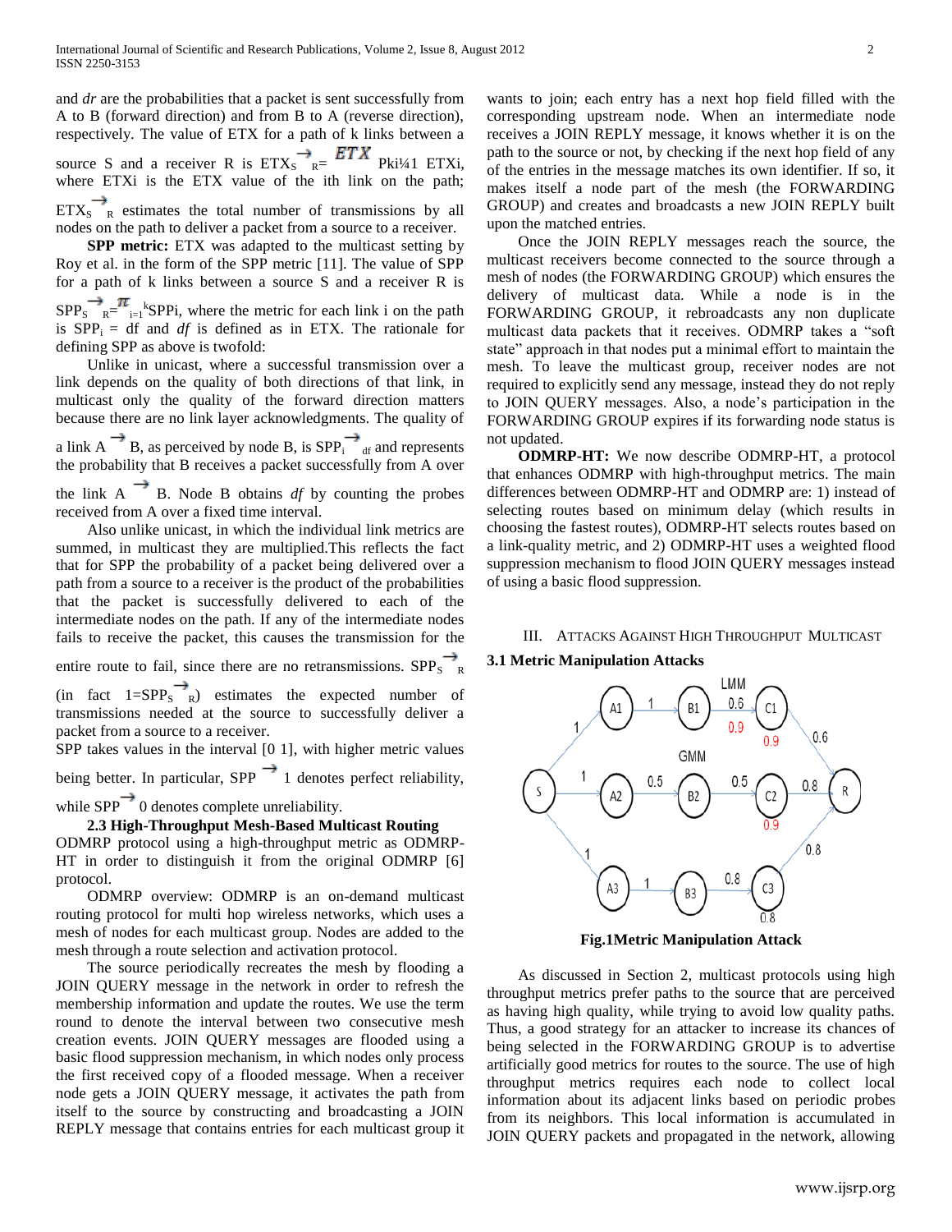and *dr* are the probabilities that a packet is sent successfully from A to B (forward direction) and from B to A (reverse direction), respectively. The value of ETX for a path of k links between a source S and a receiver R is $ETX_{S \rightarrow R} = \sum_{i=1}^{k} ETX_i$, where $ETX_i$ is the ETX value of the ith link on the path; $ETX_{S \rightarrow R}$ estimates the total number of transmissions by all nodes on the path to deliver a packet from a source to a receiver.

**SPP metric:** ETX was adapted to the multicast setting by Roy et al. in the form of the SPP metric [11]. The value of SPP for a path of k links between a source S and a receiver R is $SPP_{S \rightarrow R} = \prod_{i=1}^{k} SPP_i$, where the metric for each link i on the path is $SPP_i = df$ and *df* is defined as in ETX. The rationale for defining SPP as above is twofold:

Unlike in unicast, where a successful transmission over a link depends on the quality of both directions of that link, in multicast only the quality of the forward direction matters because there are no link layer acknowledgments. The quality of a link $A \rightarrow B$, as perceived by node B, is $SPP_{i \rightarrow df}$ and represents the probability that B receives a packet successfully from A over the link $A \rightarrow B$. Node B obtains *df* by counting the probes received from A over a fixed time interval.

Also unlike unicast, in which the individual link metrics are summed, in multicast they are multiplied.This reflects the fact that for SPP the probability of a packet being delivered over a path from a source to a receiver is the product of the probabilities that the packet is successfully delivered to each of the intermediate nodes on the path. If any of the intermediate nodes fails to receive the packet, this causes the transmission for the entire route to fail, since there are no retransmissions. $SPP_{S \rightarrow R}$ (in fact $1=SPP_{S \rightarrow R}$) estimates the expected number of transmissions needed at the source to successfully deliver a packet from a source to a receiver.

SPP takes values in the interval [0 1], with higher metric values being better. In particular, $SPP \rightarrow 1$ denotes perfect reliability, while $SPP \rightarrow 0$ denotes complete unreliability.

### 2.3 High-Throughput Mesh-Based Multicast Routing

ODMRP protocol using a high-throughput metric as ODMRP-HT in order to distinguish it from the original ODMRP [6] protocol.

ODMRP overview: ODMRP is an on-demand multicast routing protocol for multi hop wireless networks, which uses a mesh of nodes for each multicast group. Nodes are added to the mesh through a route selection and activation protocol.

The source periodically recreates the mesh by flooding a JOIN QUERY message in the network in order to refresh the membership information and update the routes. We use the term round to denote the interval between two consecutive mesh creation events. JOIN QUERY messages are flooded using a basic flood suppression mechanism, in which nodes only process the first received copy of a flooded message. When a receiver node gets a JOIN QUERY message, it activates the path from itself to the source by constructing and broadcasting a JOIN REPLY message that contains entries for each multicast group it wants to join; each entry has a next hop field filled with the corresponding upstream node. When an intermediate node receives a JOIN REPLY message, it knows whether it is on the path to the source or not, by checking if the next hop field of any of the entries in the message matches its own identifier. If so, it makes itself a node part of the mesh (the FORWARDING GROUP) and creates and broadcasts a new JOIN REPLY built upon the matched entries.

Once the JOIN REPLY messages reach the source, the multicast receivers become connected to the source through a mesh of nodes (the FORWARDING GROUP) which ensures the delivery of multicast data. While a node is in the FORWARDING GROUP, it rebroadcasts any non duplicate multicast data packets that it receives. ODMRP takes a "soft state" approach in that nodes put a minimal effort to maintain the mesh. To leave the multicast group, receiver nodes are not required to explicitly send any message, instead they do not reply to JOIN QUERY messages. Also, a node's participation in the FORWARDING GROUP expires if its forwarding node status is not updated.

**ODMRP-HT:** We now describe ODMRP-HT, a protocol that enhances ODMRP with high-throughput metrics. The main differences between ODMRP-HT and ODMRP are: 1) instead of selecting routes based on minimum delay (which results in choosing the fastest routes), ODMRP-HT selects routes based on a link-quality metric, and 2) ODMRP-HT uses a weighted flood suppression mechanism to flood JOIN QUERY messages instead of using a basic flood suppression.

## III. Attacks Against High Throughput Multicast

### 3.1 Metric Manipulation Attacks

**Fig.1Metric Manipulation Attack**

As discussed in Section 2, multicast protocols using high throughput metrics prefer paths to the source that are perceived as having high quality, while trying to avoid low quality paths. Thus, a good strategy for an attacker to increase its chances of being selected in the FORWARDING GROUP is to advertise artificially good metrics for routes to the source. The use of high throughput metrics requires each node to collect local information about its adjacent links based on periodic probes from its neighbors. This local information is accumulated in JOIN QUERY packets and propagated in the network, allowing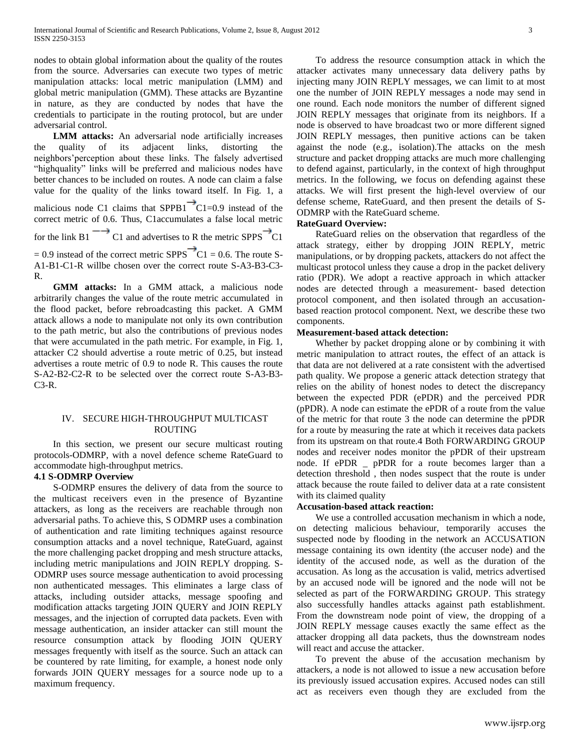nodes to obtain global information about the quality of the routes from the source. Adversaries can execute two types of metric manipulation attacks: local metric manipulation (LMM) and global metric manipulation (GMM). These attacks are Byzantine in nature, as they are conducted by nodes that have the credentials to participate in the routing protocol, but are under adversarial control.

**LMM attacks:** An adversarial node artificially increases the quality of its adjacent links, distorting the neighbors'perception about these links. The falsely advertised "highquality" links will be preferred and malicious nodes have better chances to be included on routes. A node can claim a false value for the quality of the links toward itself. In Fig. 1, a malicious node C1 claims that $SPPB1 \overrightarrow{} C1=0.9$ instead of the correct metric of 0.6. Thus, C1accumulates a false local metric for the link $B1 \longrightarrow C1$ and advertises to R the metric $SPPS \overrightarrow{} C1 = 0.9$ instead of the correct metric $SPPS \overrightarrow{} C1 = 0.6$. The route S-A1-B1-C1-R willbe chosen over the correct route S-A3-B3-C3-R.

**GMM attacks:** In a GMM attack, a malicious node arbitrarily changes the value of the route metric accumulated in the flood packet, before rebroadcasting this packet. A GMM attack allows a node to manipulate not only its own contribution to the path metric, but also the contributions of previous nodes that were accumulated in the path metric. For example, in Fig. 1, attacker C2 should advertise a route metric of 0.25, but instead advertises a route metric of 0.9 to node R. This causes the route S-A2-B2-C2-R to be selected over the correct route S-A3-B3-C3-R.

## IV. SECURE HIGH-THROUGHPUT MULTICAST ROUTING

In this section, we present our secure multicast routing protocols-ODMRP, with a novel defence scheme RateGuard to accommodate high-throughput metrics.

### 4.1 S-ODMRP Overview

S-ODMRP ensures the delivery of data from the source to the multicast receivers even in the presence of Byzantine attackers, as long as the receivers are reachable through non adversarial paths. To achieve this, S ODMRP uses a combination of authentication and rate limiting techniques against resource consumption attacks and a novel technique, RateGuard, against the more challenging packet dropping and mesh structure attacks, including metric manipulations and JOIN REPLY dropping. S-ODMRP uses source message authentication to avoid processing non authenticated messages. This eliminates a large class of attacks, including outsider attacks, message spoofing and modification attacks targeting JOIN QUERY and JOIN REPLY messages, and the injection of corrupted data packets. Even with message authentication, an insider attacker can still mount the resource consumption attack by flooding JOIN QUERY messages frequently with itself as the source. Such an attack can be countered by rate limiting, for example, a honest node only forwards JOIN QUERY messages for a source node up to a maximum frequency.

To address the resource consumption attack in which the attacker activates many unnecessary data delivery paths by injecting many JOIN REPLY messages, we can limit to at most one the number of JOIN REPLY messages a node may send in one round. Each node monitors the number of different signed JOIN REPLY messages that originate from its neighbors. If a node is observed to have broadcast two or more different signed JOIN REPLY messages, then punitive actions can be taken against the node (e.g., isolation).The attacks on the mesh structure and packet dropping attacks are much more challenging to defend against, particularly, in the context of high throughput metrics. In the following, we focus on defending against these attacks. We will first present the high-level overview of our defense scheme, RateGuard, and then present the details of S-ODMRP with the RateGuard scheme.

**RateGuard Overview:**

RateGuard relies on the observation that regardless of the attack strategy, either by dropping JOIN REPLY, metric manipulations, or by dropping packets, attackers do not affect the multicast protocol unless they cause a drop in the packet delivery ratio (PDR). We adopt a reactive approach in which attacker nodes are detected through a measurement- based detection protocol component, and then isolated through an accusation-based reaction protocol component. Next, we describe these two components.

**Measurement-based attack detection:**

Whether by packet dropping alone or by combining it with metric manipulation to attract routes, the effect of an attack is that data are not delivered at a rate consistent with the advertised path quality. We propose a generic attack detection strategy that relies on the ability of honest nodes to detect the discrepancy between the expected PDR (ePDR) and the perceived PDR (pPDR). A node can estimate the ePDR of a route from the value of the metric for that route 3 the node can determine the pPDR for a route by measuring the rate at which it receives data packets from its upstream on that route.4 Both FORWARDING GROUP nodes and receiver nodes monitor the pPDR of their upstream node. If ePDR _ pPDR for a route becomes larger than a detection threshold , then nodes suspect that the route is under attack because the route failed to deliver data at a rate consistent with its claimed quality

**Accusation-based attack reaction:**

We use a controlled accusation mechanism in which a node, on detecting malicious behaviour, temporarily accuses the suspected node by flooding in the network an ACCUSATION message containing its own identity (the accuser node) and the identity of the accused node, as well as the duration of the accusation. As long as the accusation is valid, metrics advertised by an accused node will be ignored and the node will not be selected as part of the FORWARDING GROUP. This strategy also successfully handles attacks against path establishment. From the downstream node point of view, the dropping of a JOIN REPLY message causes exactly the same effect as the attacker dropping all data packets, thus the downstream nodes will react and accuse the attacker.

To prevent the abuse of the accusation mechanism by attackers, a node is not allowed to issue a new accusation before its previously issued accusation expires. Accused nodes can still act as receivers even though they are excluded from the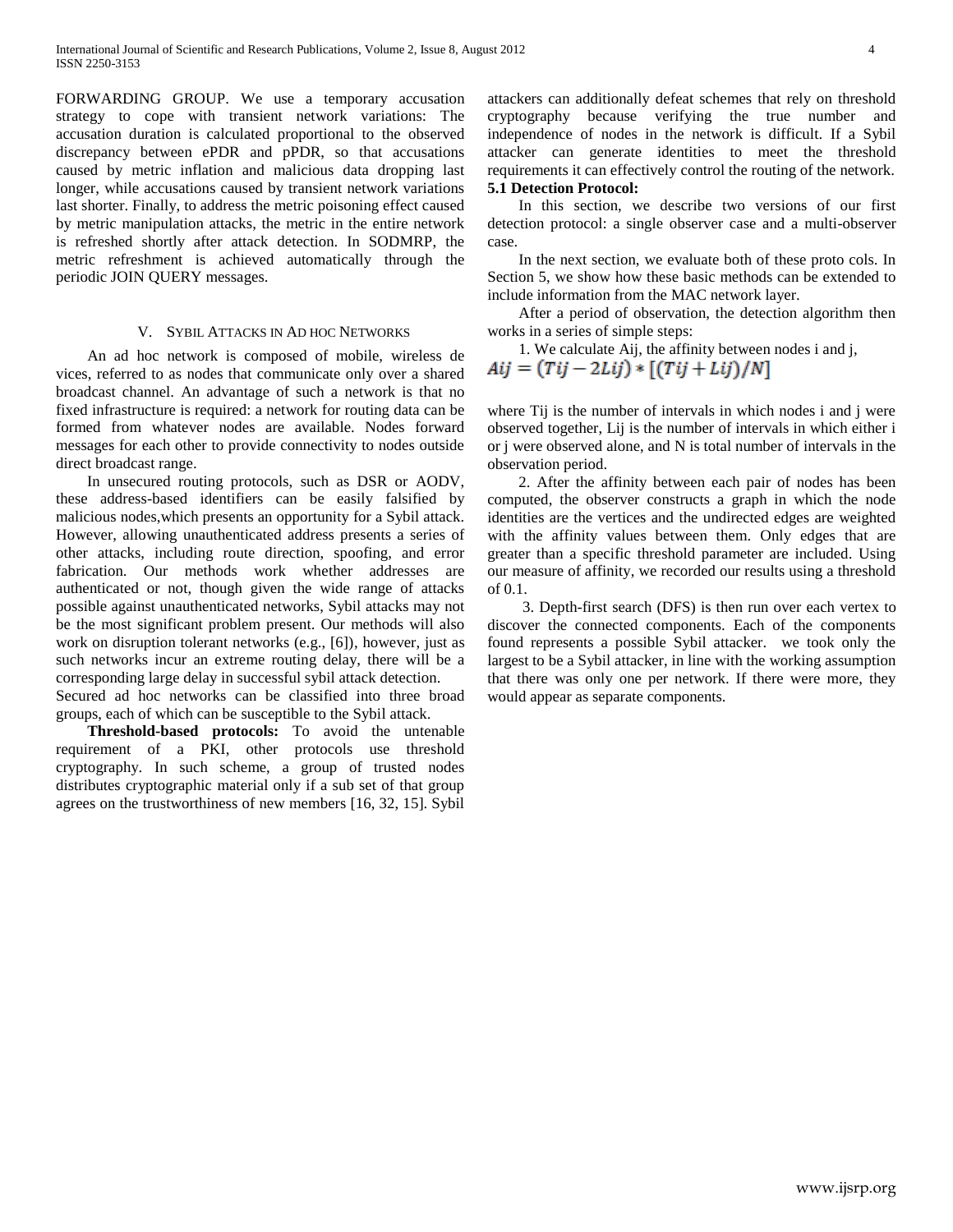FORWARDING GROUP. We use a temporary accusation strategy to cope with transient network variations: The accusation duration is calculated proportional to the observed discrepancy between ePDR and pPDR, so that accusations caused by metric inflation and malicious data dropping last longer, while accusations caused by transient network variations last shorter. Finally, to address the metric poisoning effect caused by metric manipulation attacks, the metric in the entire network is refreshed shortly after attack detection. In SODMRP, the metric refreshment is achieved automatically through the periodic JOIN QUERY messages.

## V. SYBIL ATTACKS IN AD HOC NETWORKS

An ad hoc network is composed of mobile, wireless de vices, referred to as nodes that communicate only over a shared broadcast channel. An advantage of such a network is that no fixed infrastructure is required: a network for routing data can be formed from whatever nodes are available. Nodes forward messages for each other to provide connectivity to nodes outside direct broadcast range.

In unsecured routing protocols, such as DSR or AODV, these address-based identifiers can be easily falsified by malicious nodes,which presents an opportunity for a Sybil attack. However, allowing unauthenticated address presents a series of other attacks, including route direction, spoofing, and error fabrication. Our methods work whether addresses are authenticated or not, though given the wide range of attacks possible against unauthenticated networks, Sybil attacks may not be the most significant problem present. Our methods will also work on disruption tolerant networks (e.g., [6]), however, just as such networks incur an extreme routing delay, there will be a corresponding large delay in successful sybil attack detection.

Secured ad hoc networks can be classified into three broad groups, each of which can be susceptible to the Sybil attack.

**Threshold-based protocols:** To avoid the untenable requirement of a PKI, other protocols use threshold cryptography. In such scheme, a group of trusted nodes distributes cryptographic material only if a sub set of that group agrees on the trustworthiness of new members [16, 32, 15]. Sybil attackers can additionally defeat schemes that rely on threshold cryptography because verifying the true number and independence of nodes in the network is difficult. If a Sybil attacker can generate identities to meet the threshold requirements it can effectively control the routing of the network.

**5.1 Detection Protocol:**

In this section, we describe two versions of our first detection protocol: a single observer case and a multi-observer case.

In the next section, we evaluate both of these proto cols. In Section 5, we show how these basic methods can be extended to include information from the MAC network layer.

After a period of observation, the detection algorithm then works in a series of simple steps:

1. We calculate Aij, the affinity between nodes i and j,

$$Aij = (Tij - 2Lij) * [(Tij + Lij)/N]$$

where Tij is the number of intervals in which nodes i and j were observed together, Lij is the number of intervals in which either i or j were observed alone, and N is total number of intervals in the observation period.

2. After the affinity between each pair of nodes has been computed, the observer constructs a graph in which the node identities are the vertices and the undirected edges are weighted with the affinity values between them. Only edges that are greater than a specific threshold parameter are included. Using our measure of affinity, we recorded our results using a threshold of 0.1.

3. Depth-first search (DFS) is then run over each vertex to discover the connected components. Each of the components found represents a possible Sybil attacker. we took only the largest to be a Sybil attacker, in line with the working assumption that there was only one per network. If there were more, they would appear as separate components.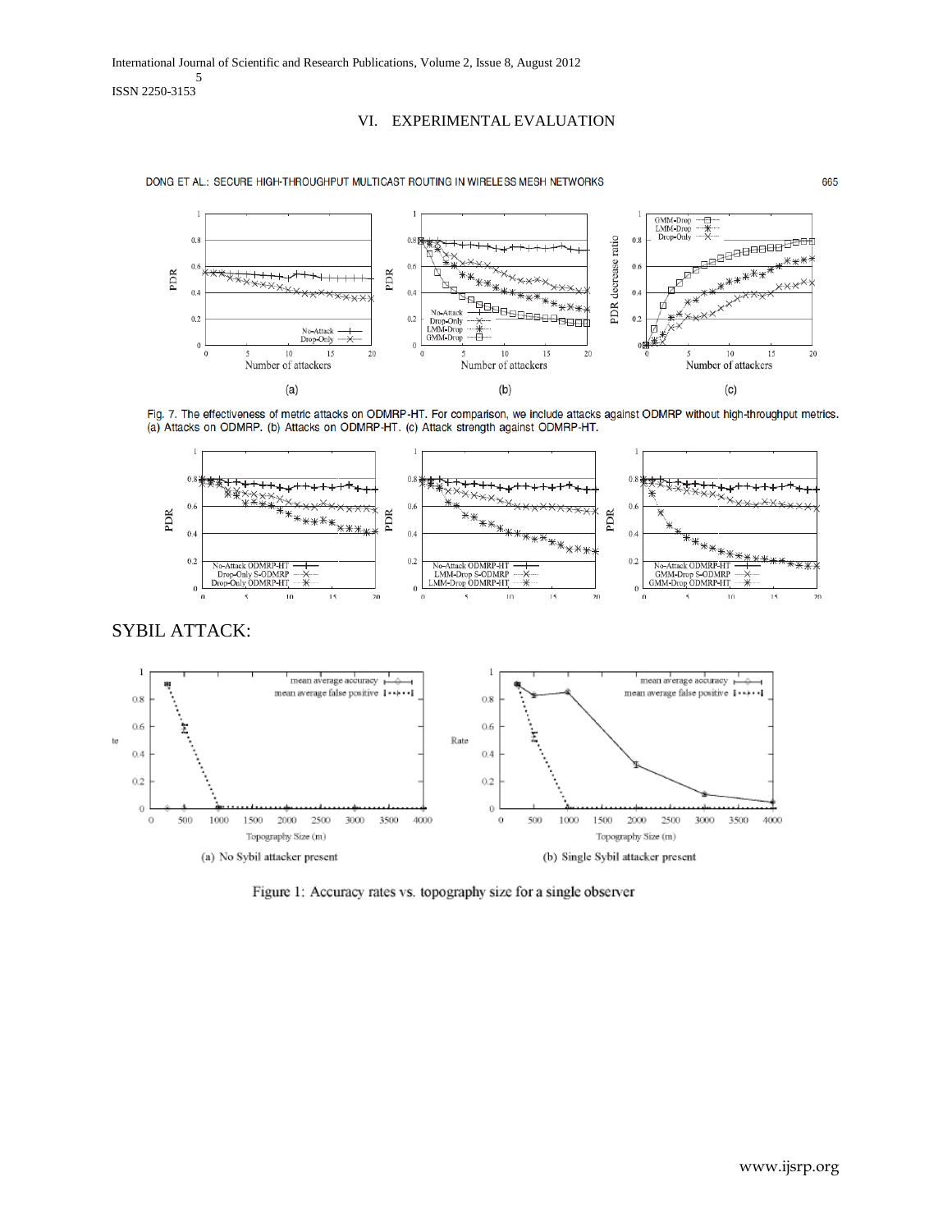## VI. EXPERIMENTAL EVALUATION

Fig. 7. The effectiveness of metric attacks on ODMRP-HT. For comparison, we include attacks against ODMRP without high-throughput metrics. (a) Attacks on ODMRP. (b) Attacks on ODMRP-HT. (c) Attack strength against ODMRP-HT.

## SYBIL ATTACK:

Figure 1: Accuracy rates vs. topography size for a single observer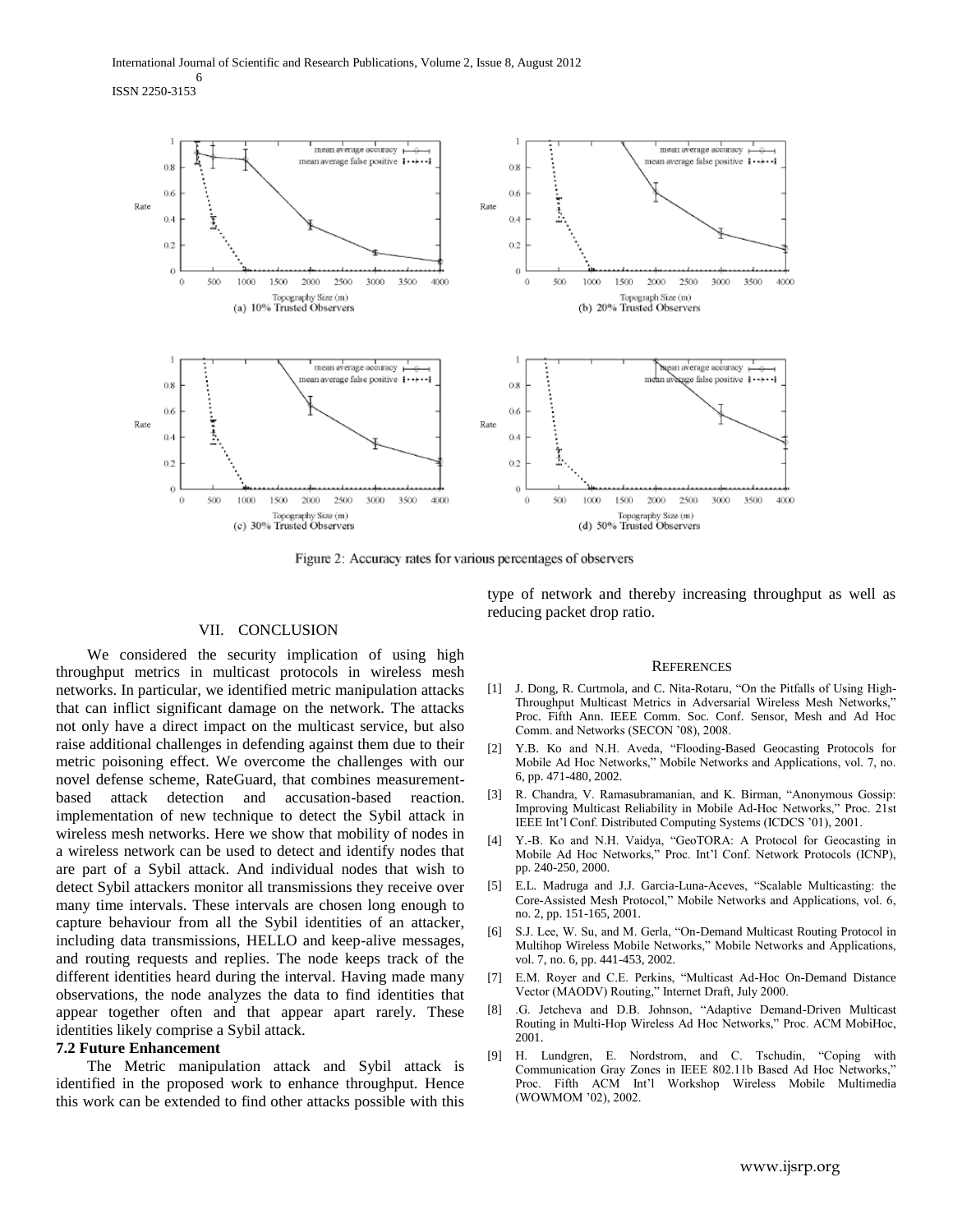Figure 2: Accuracy rates for various percentages of observers

## VII. CONCLUSION

We considered the security implication of using high throughput metrics in multicast protocols in wireless mesh networks. In particular, we identified metric manipulation attacks that can inflict significant damage on the network. The attacks not only have a direct impact on the multicast service, but also raise additional challenges in defending against them due to their metric poisoning effect. We overcome the challenges with our novel defense scheme, RateGuard, that combines measurement-based attack detection and accusation-based reaction. implementation of new technique to detect the Sybil attack in wireless mesh networks. Here we show that mobility of nodes in a wireless network can be used to detect and identify nodes that are part of a Sybil attack. And individual nodes that wish to detect Sybil attackers monitor all transmissions they receive over many time intervals. These intervals are chosen long enough to capture behaviour from all the Sybil identities of an attacker, including data transmissions, HELLO and keep-alive messages, and routing requests and replies. The node keeps track of the different identities heard during the interval. Having made many observations, the node analyzes the data to find identities that appear together often and that appear apart rarely. These identities likely comprise a Sybil attack.

### 7.2 Future Enhancement

The Metric manipulation attack and Sybil attack is identified in the proposed work to enhance throughput. Hence this work can be extended to find other attacks possible with this type of network and thereby increasing throughput as well as reducing packet drop ratio.

## REFERENCES

[1] J. Dong, R. Curtmola, and C. Nita-Rotaru, "On the Pitfalls of Using High-Throughput Multicast Metrics in Adversarial Wireless Mesh Networks," Proc. Fifth Ann. IEEE Comm. Soc. Conf. Sensor, Mesh and Ad Hoc Comm. and Networks (SECON '08), 2008.

[2] Y.B. Ko and N.H. Aveda, "Flooding-Based Geocasting Protocols for Mobile Ad Hoc Networks," Mobile Networks and Applications, vol. 7, no. 6, pp. 471-480, 2002.

[3] R. Chandra, V. Ramasubramanian, and K. Birman, "Anonymous Gossip: Improving Multicast Reliability in Mobile Ad-Hoc Networks," Proc. 21st IEEE Int'l Conf. Distributed Computing Systems (ICDCS '01), 2001.

[4] Y.-B. Ko and N.H. Vaidya, "GeoTORA: A Protocol for Geocasting in Mobile Ad Hoc Networks," Proc. Int'l Conf. Network Protocols (ICNP), pp. 240-250, 2000.

[5] E.L. Madruga and J.J. Garcia-Luna-Aceves, "Scalable Multicasting: the Core-Assisted Mesh Protocol," Mobile Networks and Applications, vol. 6, no. 2, pp. 151-165, 2001.

[6] S.J. Lee, W. Su, and M. Gerla, "On-Demand Multicast Routing Protocol in Multihop Wireless Mobile Networks," Mobile Networks and Applications, vol. 7, no. 6, pp. 441-453, 2002.

[7] E.M. Royer and C.E. Perkins, "Multicast Ad-Hoc On-Demand Distance Vector (MAODV) Routing," Internet Draft, July 2000.

[8] .G. Jetcheva and D.B. Johnson, "Adaptive Demand-Driven Multicast Routing in Multi-Hop Wireless Ad Hoc Networks," Proc. ACM MobiHoc, 2001.

[9] H. Lundgren, E. Nordstrom, and C. Tschudin, "Coping with Communication Gray Zones in IEEE 802.11b Based Ad Hoc Networks," Proc. Fifth ACM Int'l Workshop Wireless Mobile Multimedia (WOWMOM '02), 2002.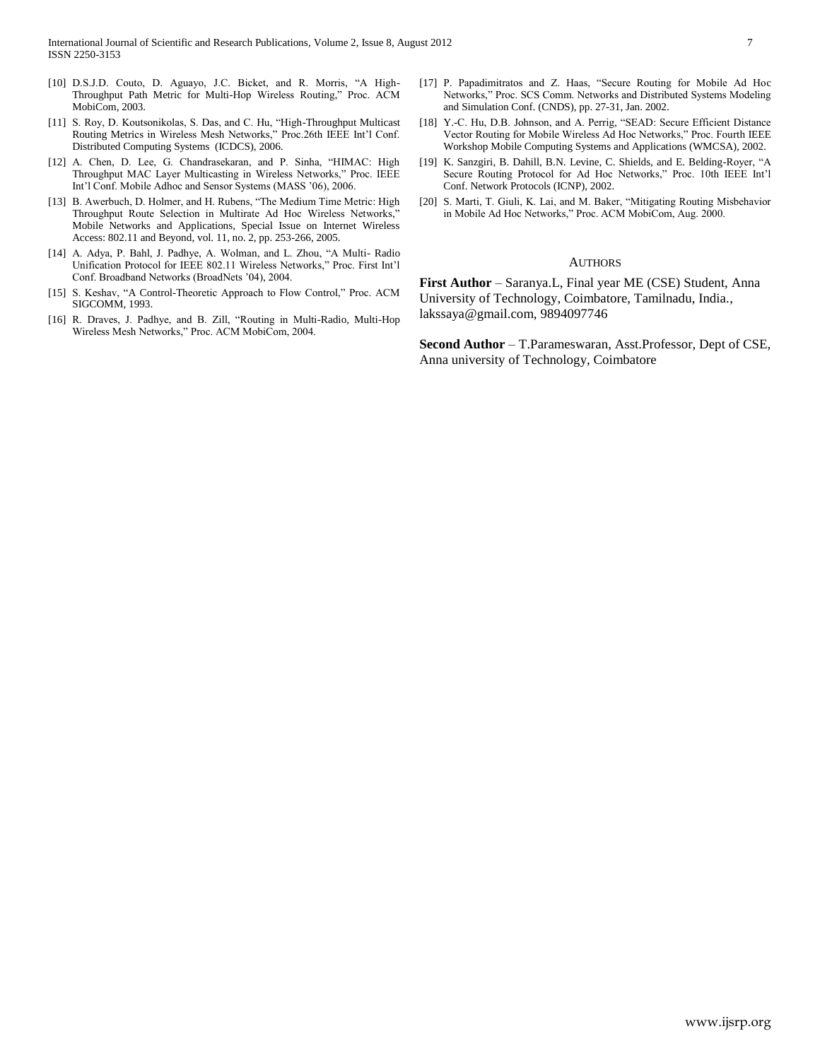[10] D.S.J.D. Couto, D. Aguayo, J.C. Bicket, and R. Morris, "A High-Throughput Path Metric for Multi-Hop Wireless Routing," Proc. ACM MobiCom, 2003.

[11] S. Roy, D. Koutsonikolas, S. Das, and C. Hu, "High-Throughput Multicast Routing Metrics in Wireless Mesh Networks," Proc.26th IEEE Int'l Conf. Distributed Computing Systems (ICDCS), 2006.

[12] A. Chen, D. Lee, G. Chandrasekaran, and P. Sinha, "HIMAC: High Throughput MAC Layer Multicasting in Wireless Networks," Proc. IEEE Int'l Conf. Mobile Adhoc and Sensor Systems (MASS '06), 2006.

[13] B. Awerbuch, D. Holmer, and H. Rubens, "The Medium Time Metric: High Throughput Route Selection in Multirate Ad Hoc Wireless Networks," Mobile Networks and Applications, Special Issue on Internet Wireless Access: 802.11 and Beyond, vol. 11, no. 2, pp. 253-266, 2005.

[14] A. Adya, P. Bahl, J. Padhye, A. Wolman, and L. Zhou, "A Multi- Radio Unification Protocol for IEEE 802.11 Wireless Networks," Proc. First Int'l Conf. Broadband Networks (BroadNets '04), 2004.

[15] S. Keshav, "A Control-Theoretic Approach to Flow Control," Proc. ACM SIGCOMM, 1993.

[16] R. Draves, J. Padhye, and B. Zill, "Routing in Multi-Radio, Multi-Hop Wireless Mesh Networks," Proc. ACM MobiCom, 2004.

[17] P. Papadimitratos and Z. Haas, "Secure Routing for Mobile Ad Hoc Networks," Proc. SCS Comm. Networks and Distributed Systems Modeling and Simulation Conf. (CNDS), pp. 27-31, Jan. 2002.

[18] Y.-C. Hu, D.B. Johnson, and A. Perrig, "SEAD: Secure Efficient Distance Vector Routing for Mobile Wireless Ad Hoc Networks," Proc. Fourth IEEE Workshop Mobile Computing Systems and Applications (WMCSA), 2002.

[19] K. Sanzgiri, B. Dahill, B.N. Levine, C. Shields, and E. Belding-Royer, "A Secure Routing Protocol for Ad Hoc Networks," Proc. 10th IEEE Int'l Conf. Network Protocols (ICNP), 2002.

[20] S. Marti, T. Giuli, K. Lai, and M. Baker, "Mitigating Routing Misbehavior in Mobile Ad Hoc Networks," Proc. ACM MobiCom, Aug. 2000.

## AUTHORS

**First Author** – Saranya.L, Final year ME (CSE) Student, Anna University of Technology, Coimbatore, Tamilnadu, India., lakssaya@gmail.com, 9894097746

**Second Author** – T.Parameswaran, Asst.Professor, Dept of CSE, Anna university of Technology, Coimbatore